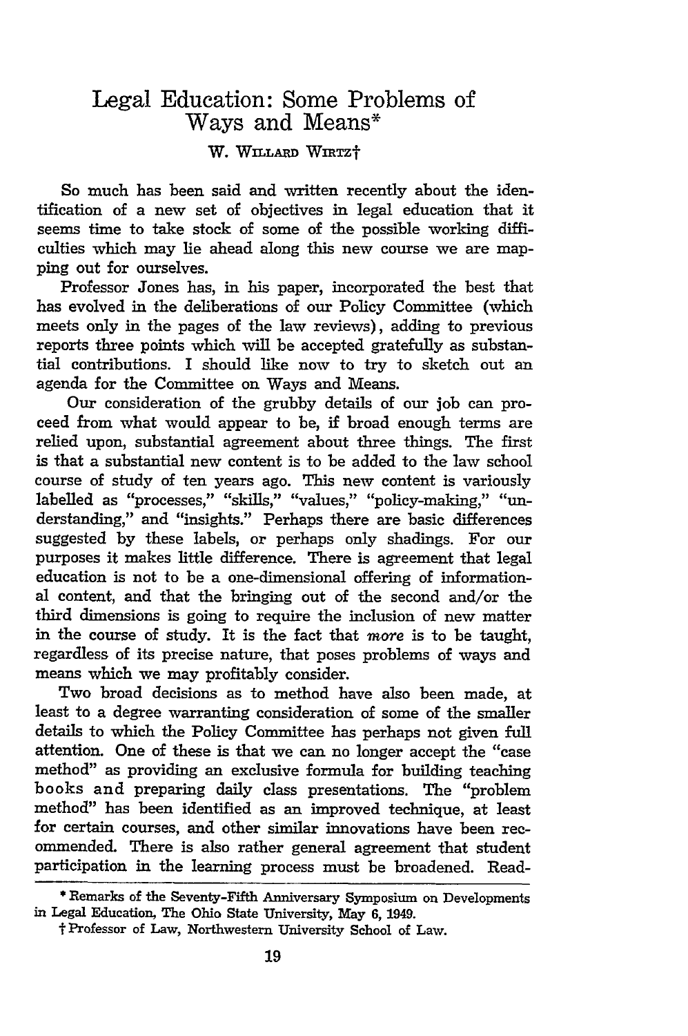# Legal Education: Some Problems of Ways and Means*

W. WILLARD WIRTZ†

So much has been said and written recently about the identification of a new set of objectives in legal education that it seems time to take stock of some of the possible working difficulties which may lie ahead along this new course we are mapping out for ourselves.

Professor Jones has, in his paper, incorporated the best that has evolved in the deliberations of our Policy Committee (which meets only in the pages of the law reviews), adding to previous reports three points which will be accepted gratefully as substantial contributions. I should like now to try to sketch out an agenda for the Committee on Ways and Means.

Our consideration of the grubby details of our job can proceed from what would appear to be, if broad enough terms are relied upon, substantial agreement about three things. The first is that a substantial new content is to be added to the law school course of study of ten years ago. This new content is variously labelled as "processes," "skills," "values," "policy-making," "understanding," and "insights." Perhaps there are basic differences suggested by these labels, or perhaps only shadings. For our purposes it makes little difference. There is agreement that legal education is not to be a one-dimensional offering of informational content, and that the bringing out of the second and/or the third dimensions is going to require the inclusion of new matter in the course of study. It is the fact that *more* is to be taught, regardless of its precise nature, that poses problems of ways and means which we may profitably consider.

Two broad decisions as to method have also been made, at least to a degree warranting consideration of some of the smaller details to which the Policy Committee has perhaps not given full attention. One of these is that we can no longer accept the "case method" as providing an exclusive formula for building teaching books and preparing daily class presentations. The "problem method" has been identified as an improved technique, at least for certain courses, and other similar innovations have been recommended. There is also rather general agreement that student participation in the learning process must be broadened. Read-

---

\* Remarks of the Seventy-Fifth Anniversary Symposium on Developments in Legal Education, The Ohio State University, May 6, 1949.

† Professor of Law, Northwestern University School of Law.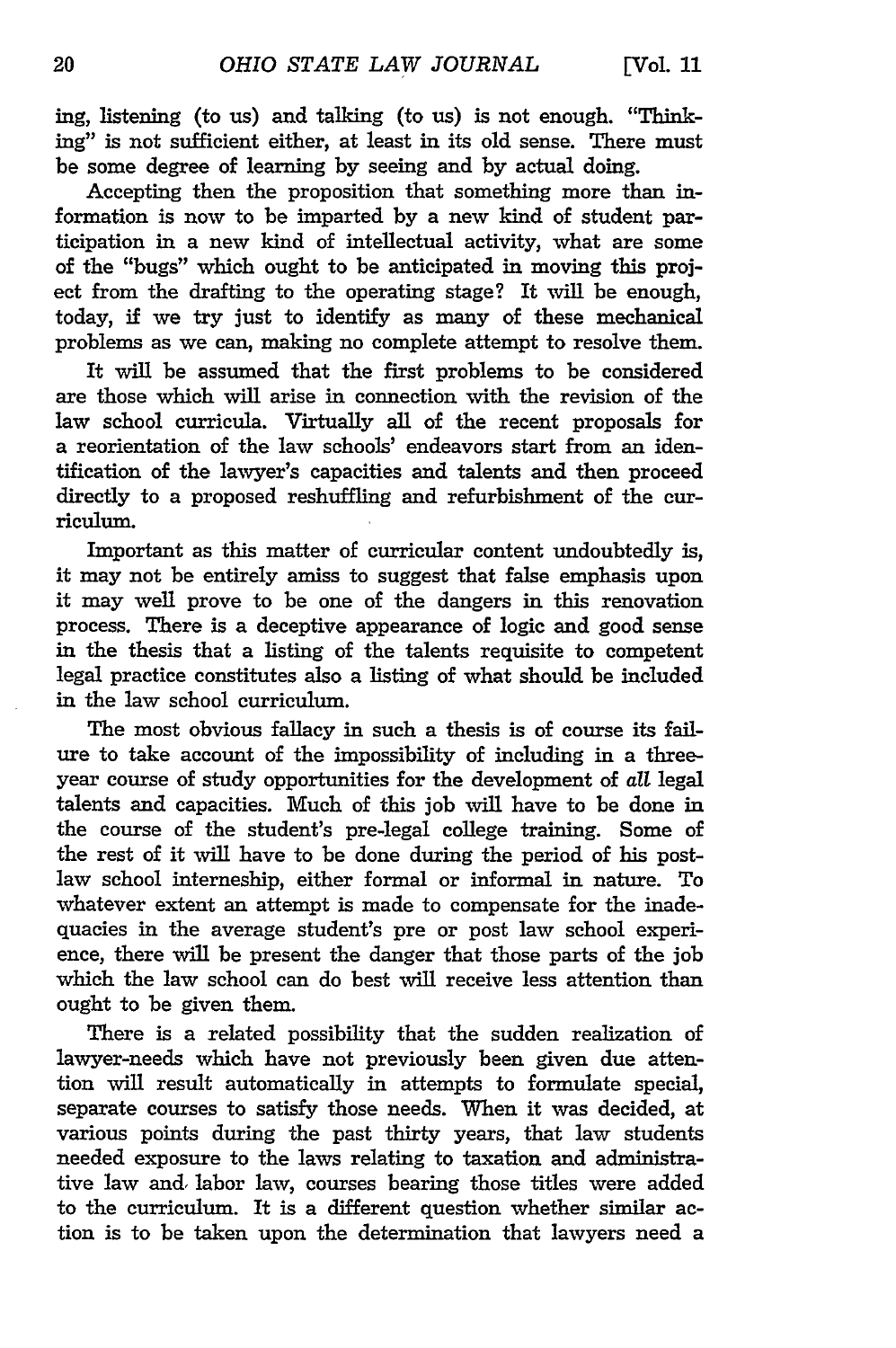ing, listening (to us) and talking (to us) is not enough. "Thinking" is not sufficient either, at least in its old sense. There must be some degree of learning by seeing and by actual doing.

Accepting then the proposition that something more than information is now to be imparted by a new kind of student participation in a new kind of intellectual activity, what are some of the "bugs" which ought to be anticipated in moving this project from the drafting to the operating stage? It will be enough, today, if we try just to identify as many of these mechanical problems as we can, making no complete attempt to resolve them.

It will be assumed that the first problems to be considered are those which will arise in connection with the revision of the law school curricula. Virtually all of the recent proposals for a reorientation of the law schools' endeavors start from an identification of the lawyer's capacities and talents and then proceed directly to a proposed reshuffling and refurbishment of the curriculum.

Important as this matter of curricular content undoubtedly is, it may not be entirely amiss to suggest that false emphasis upon it may well prove to be one of the dangers in this renovation process. There is a deceptive appearance of logic and good sense in the thesis that a listing of the talents requisite to competent legal practice constitutes also a listing of what should be included in the law school curriculum.

The most obvious fallacy in such a thesis is of course its failure to take account of the impossibility of including in a three-year course of study opportunities for the development of *all* legal talents and capacities. Much of this job will have to be done in the course of the student's pre-legal college training. Some of the rest of it will have to be done during the period of his post-law school interneship, either formal or informal in nature. To whatever extent an attempt is made to compensate for the inadequacies in the average student's pre or post law school experience, there will be present the danger that those parts of the job which the law school can do best will receive less attention than ought to be given them.

There is a related possibility that the sudden realization of lawyer-needs which have not previously been given due attention will result automatically in attempts to formulate special, separate courses to satisfy those needs. When it was decided, at various points during the past thirty years, that law students needed exposure to the laws relating to taxation and administrative law and labor law, courses bearing those titles were added to the curriculum. It is a different question whether similar action is to be taken upon the determination that lawyers need a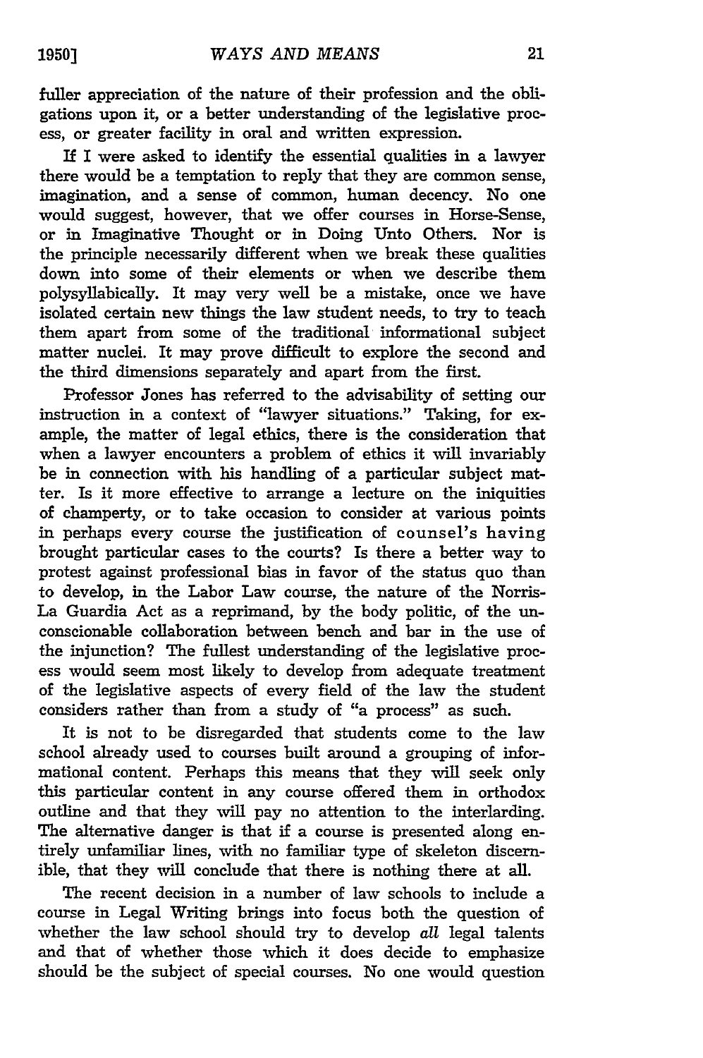fuller appreciation of the nature of their profession and the obligations upon it, or a better understanding of the legislative process, or greater facility in oral and written expression.

If I were asked to identify the essential qualities in a lawyer there would be a temptation to reply that they are common sense, imagination, and a sense of common, human decency. No one would suggest, however, that we offer courses in Horse-Sense, or in Imaginative Thought or in Doing Unto Others. Nor is the principle necessarily different when we break these qualities down into some of their elements or when we describe them polysyllabically. It may very well be a mistake, once we have isolated certain new things the law student needs, to try to teach them apart from some of the traditional informational subject matter nuclei. It may prove difficult to explore the second and the third dimensions separately and apart from the first.

Professor Jones has referred to the advisability of setting our instruction in a context of "lawyer situations." Taking, for example, the matter of legal ethics, there is the consideration that when a lawyer encounters a problem of ethics it will invariably be in connection with his handling of a particular subject matter. Is it more effective to arrange a lecture on the iniquities of champerty, or to take occasion to consider at various points in perhaps every course the justification of counsel's having brought particular cases to the courts? Is there a better way to protest against professional bias in favor of the status quo than to develop, in the Labor Law course, the nature of the Norris-La Guardia Act as a reprimand, by the body politic, of the unconscionable collaboration between bench and bar in the use of the injunction? The fullest understanding of the legislative process would seem most likely to develop from adequate treatment of the legislative aspects of every field of the law the student considers rather than from a study of "a process" as such.

It is not to be disregarded that students come to the law school already used to courses built around a grouping of informational content. Perhaps this means that they will seek only this particular content in any course offered them in orthodox outline and that they will pay no attention to the interlarding. The alternative danger is that if a course is presented along entirely unfamiliar lines, with no familiar type of skeleton discernible, that they will conclude that there is nothing there at all.

The recent decision in a number of law schools to include a course in Legal Writing brings into focus both the question of whether the law school should try to develop *all* legal talents and that of whether those which it does decide to emphasize should be the subject of special courses. No one would question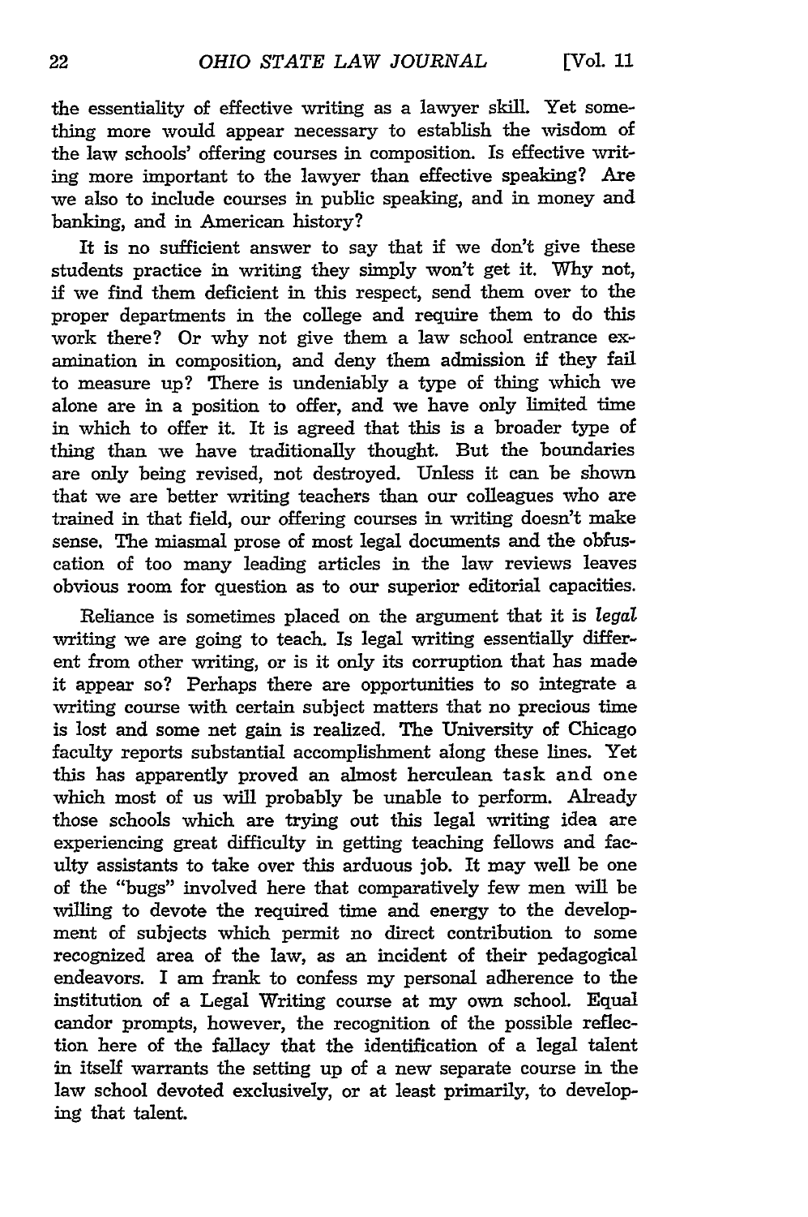the essentiality of effective writing as a lawyer skill. Yet something more would appear necessary to establish the wisdom of the law schools' offering courses in composition. Is effective writing more important to the lawyer than effective speaking? Are we also to include courses in public speaking, and in money and banking, and in American history?

It is no sufficient answer to say that if we don't give these students practice in writing they simply won't get it. Why not, if we find them deficient in this respect, send them over to the proper departments in the college and require them to do this work there? Or why not give them a law school entrance examination in composition, and deny them admission if they fail to measure up? There is undeniably a type of thing which we alone are in a position to offer, and we have only limited time in which to offer it. It is agreed that this is a broader type of thing than we have traditionally thought. But the boundaries are only being revised, not destroyed. Unless it can be shown that we are better writing teachers than our colleagues who are trained in that field, our offering courses in writing doesn't make sense. The miasmal prose of most legal documents and the obfuscation of too many leading articles in the law reviews leaves obvious room for question as to our superior editorial capacities.

Reliance is sometimes placed on the argument that it is *legal* writing we are going to teach. Is legal writing essentially different from other writing, or is it only its corruption that has made it appear so? Perhaps there are opportunities to so integrate a writing course with certain subject matters that no precious time is lost and some net gain is realized. The University of Chicago faculty reports substantial accomplishment along these lines. Yet this has apparently proved an almost herculean task and one which most of us will probably be unable to perform. Already those schools which are trying out this legal writing idea are experiencing great difficulty in getting teaching fellows and faculty assistants to take over this arduous job. It may well be one of the "bugs" involved here that comparatively few men will be willing to devote the required time and energy to the development of subjects which permit no direct contribution to some recognized area of the law, as an incident of their pedagogical endeavors. I am frank to confess my personal adherence to the institution of a Legal Writing course at my own school. Equal candor prompts, however, the recognition of the possible reflection here of the fallacy that the identification of a legal talent in itself warrants the setting up of a new separate course in the law school devoted exclusively, or at least primarily, to developing that talent.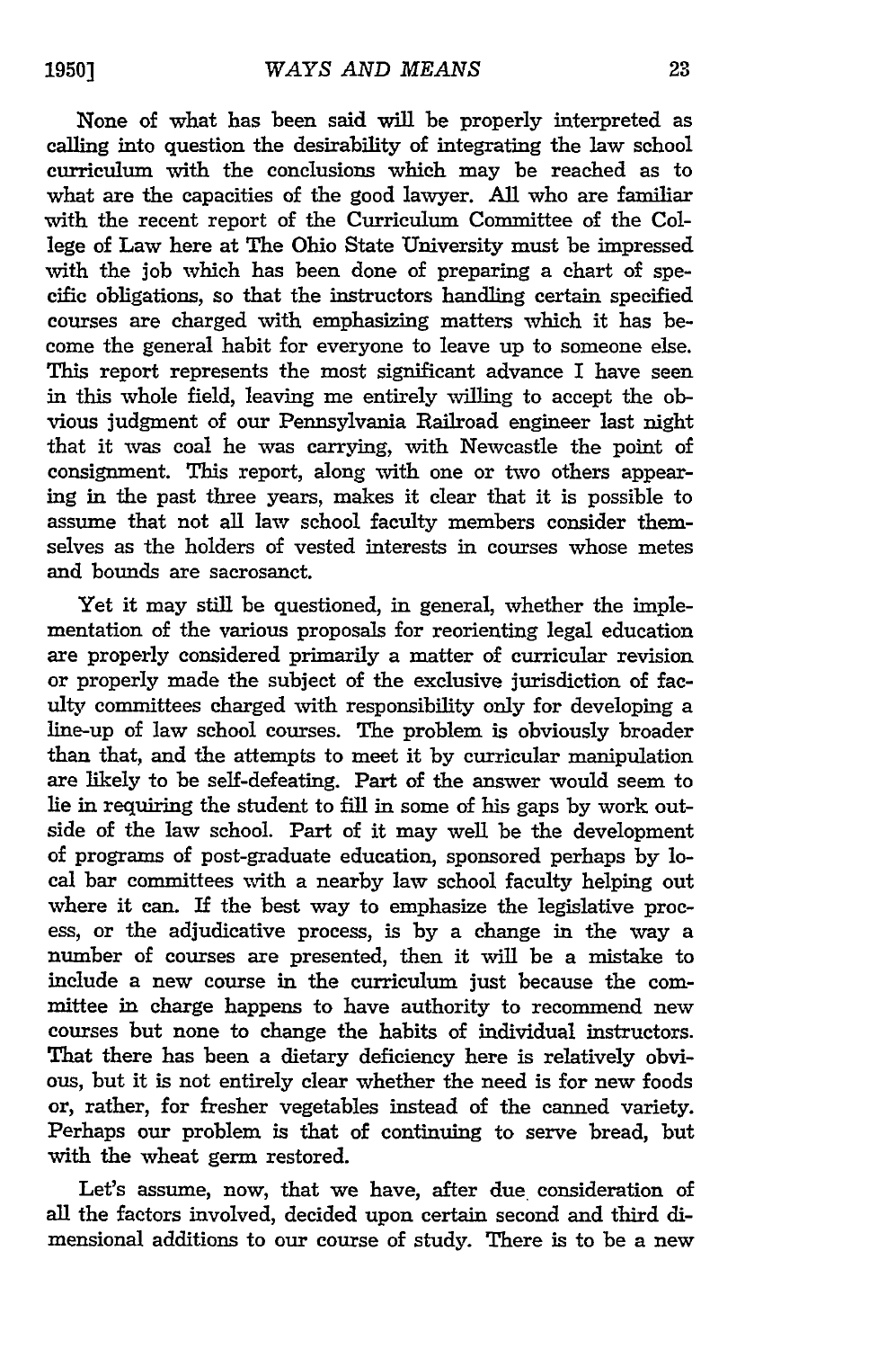None of what has been said will be properly interpreted as calling into question the desirability of integrating the law school curriculum with the conclusions which may be reached as to what are the capacities of the good lawyer. All who are familiar with the recent report of the Curriculum Committee of the College of Law here at The Ohio State University must be impressed with the job which has been done of preparing a chart of specific obligations, so that the instructors handling certain specified courses are charged with emphasizing matters which it has become the general habit for everyone to leave up to someone else. This report represents the most significant advance I have seen in this whole field, leaving me entirely willing to accept the obvious judgment of our Pennsylvania Railroad engineer last night that it was coal he was carrying, with Newcastle the point of consignment. This report, along with one or two others appearing in the past three years, makes it clear that it is possible to assume that not all law school faculty members consider themselves as the holders of vested interests in courses whose metes and bounds are sacrosanct.

Yet it may still be questioned, in general, whether the implementation of the various proposals for reorienting legal education are properly considered primarily a matter of curricular revision or properly made the subject of the exclusive jurisdiction of faculty committees charged with responsibility only for developing a line-up of law school courses. The problem is obviously broader than that, and the attempts to meet it by curricular manipulation are likely to be self-defeating. Part of the answer would seem to lie in requiring the student to fill in some of his gaps by work outside of the law school. Part of it may well be the development of programs of post-graduate education, sponsored perhaps by local bar committees with a nearby law school faculty helping out where it can. If the best way to emphasize the legislative process, or the adjudicative process, is by a change in the way a number of courses are presented, then it will be a mistake to include a new course in the curriculum just because the committee in charge happens to have authority to recommend new courses but none to change the habits of individual instructors. That there has been a dietary deficiency here is relatively obvious, but it is not entirely clear whether the need is for new foods or, rather, for fresher vegetables instead of the canned variety. Perhaps our problem is that of continuing to serve bread, but with the wheat germ restored.

Let's assume, now, that we have, after due consideration of all the factors involved, decided upon certain second and third dimensional additions to our course of study. There is to be a new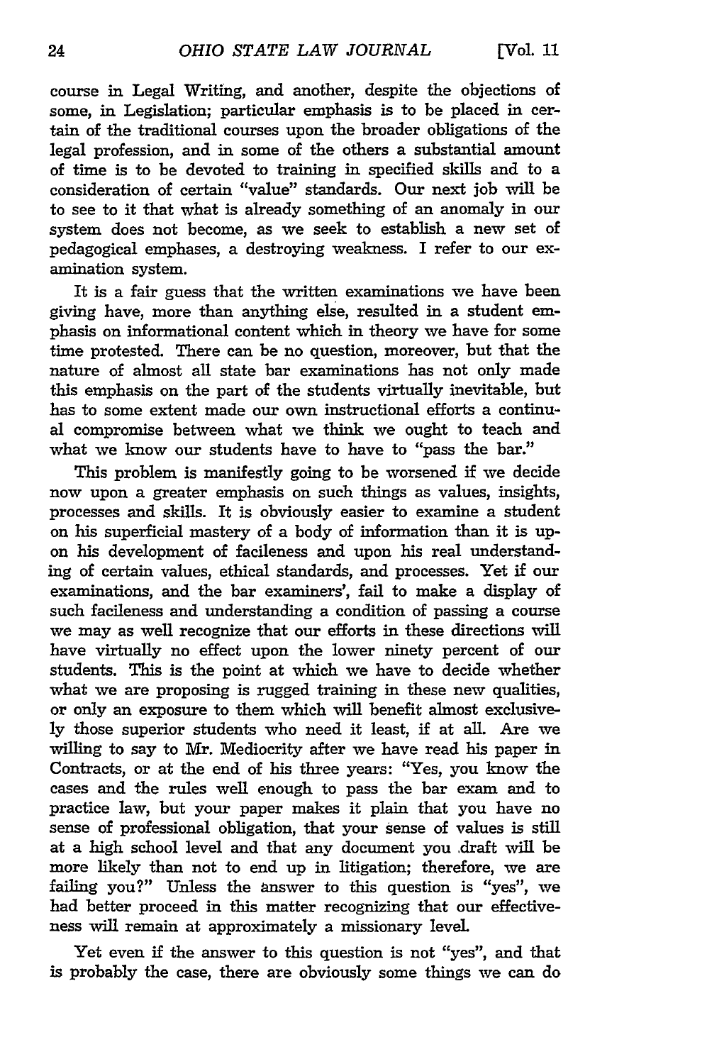course in Legal Writing, and another, despite the objections of some, in Legislation; particular emphasis is to be placed in certain of the traditional courses upon the broader obligations of the legal profession, and in some of the others a substantial amount of time is to be devoted to training in specified skills and to a consideration of certain "value" standards. Our next job will be to see to it that what is already something of an anomaly in our system does not become, as we seek to establish a new set of pedagogical emphases, a destroying weakness. I refer to our examination system.

It is a fair guess that the written examinations we have been giving have, more than anything else, resulted in a student emphasis on informational content which in theory we have for some time protested. There can be no question, moreover, but that the nature of almost all state bar examinations has not only made this emphasis on the part of the students virtually inevitable, but has to some extent made our own instructional efforts a continual compromise between what we think we ought to teach and what we know our students have to have to "pass the bar."

This problem is manifestly going to be worsened if we decide now upon a greater emphasis on such things as values, insights, processes and skills. It is obviously easier to examine a student on his superficial mastery of a body of information than it is upon his development of facileness and upon his real understanding of certain values, ethical standards, and processes. Yet if our examinations, and the bar examiners', fail to make a display of such facileness and understanding a condition of passing a course we may as well recognize that our efforts in these directions will have virtually no effect upon the lower ninety percent of our students. This is the point at which we have to decide whether what we are proposing is rugged training in these new qualities, or only an exposure to them which will benefit almost exclusively those superior students who need it least, if at all. Are we willing to say to Mr. Mediocrity after we have read his paper in Contracts, or at the end of his three years: "Yes, you know the cases and the rules well enough to pass the bar exam and to practice law, but your paper makes it plain that you have no sense of professional obligation, that your sense of values is still at a high school level and that any document you draft will be more likely than not to end up in litigation; therefore, we are failing you?" Unless the answer to this question is "yes", we had better proceed in this matter recognizing that our effectiveness will remain at approximately a missionary level.

Yet even if the answer to this question is not "yes", and that is probably the case, there are obviously some things we can do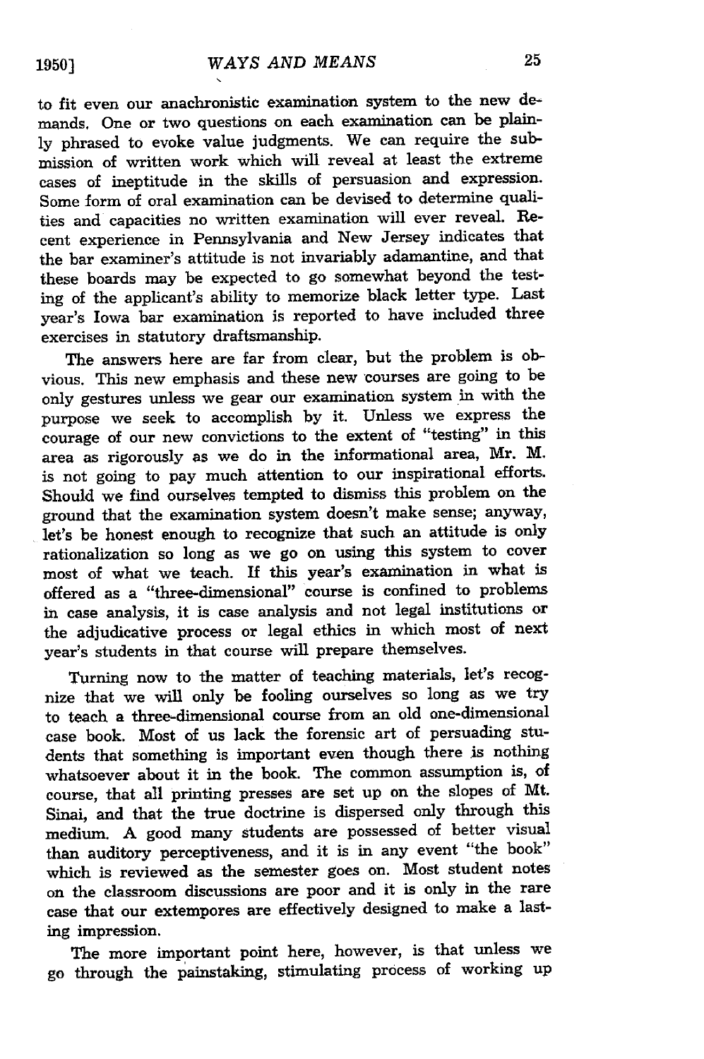to fit even our anachronistic examination system to the new demands. One or two questions on each examination can be plainly phrased to evoke value judgments. We can require the submission of written work which will reveal at least the extreme cases of ineptitude in the skills of persuasion and expression. Some form of oral examination can be devised to determine qualities and capacities no written examination will ever reveal. Recent experience in Pennsylvania and New Jersey indicates that the bar examiner's attitude is not invariably adamantine, and that these boards may be expected to go somewhat beyond the testing of the applicant's ability to memorize black letter type. Last year's Iowa bar examination is reported to have included three exercises in statutory draftsmanship.

The answers here are far from clear, but the problem is obvious. This new emphasis and these new courses are going to be only gestures unless we gear our examination system in with the purpose we seek to accomplish by it. Unless we express the courage of our new convictions to the extent of "testing" in this area as rigorously as we do in the informational area, Mr. M. is not going to pay much attention to our inspirational efforts. Should we find ourselves tempted to dismiss this problem on the ground that the examination system doesn't make sense; anyway, let's be honest enough to recognize that such an attitude is only rationalization so long as we go on using this system to cover most of what we teach. If this year's examination in what is offered as a "three-dimensional" course is confined to problems in case analysis, it is case analysis and not legal institutions or the adjudicative process or legal ethics in which most of next year's students in that course will prepare themselves.

Turning now to the matter of teaching materials, let's recognize that we will only be fooling ourselves so long as we try to teach a three-dimensional course from an old one-dimensional case book. Most of us lack the forensic art of persuading students that something is important even though there is nothing whatsoever about it in the book. The common assumption is, of course, that all printing presses are set up on the slopes of Mt. Sinai, and that the true doctrine is dispersed only through this medium. A good many students are possessed of better visual than auditory perceptiveness, and it is in any event "the book" which is reviewed as the semester goes on. Most student notes on the classroom discussions are poor and it is only in the rare case that our extempores are effectively designed to make a lasting impression.

The more important point here, however, is that unless we go through the painstaking, stimulating process of working up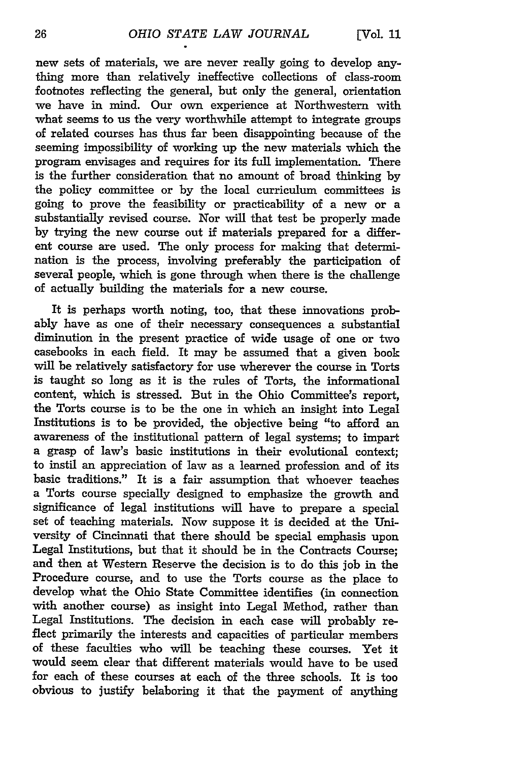new sets of materials, we are never really going to develop anything more than relatively ineffective collections of class-room footnotes reflecting the general, but only the general, orientation we have in mind. Our own experience at Northwestern with what seems to us the very worthwhile attempt to integrate groups of related courses has thus far been disappointing because of the seeming impossibility of working up the new materials which the program envisages and requires for its full implementation. There is the further consideration that no amount of broad thinking by the policy committee or by the local curriculum committees is going to prove the feasibility or practicability of a new or a substantially revised course. Nor will that test be properly made by trying the new course out if materials prepared for a different course are used. The only process for making that determination is the process, involving preferably the participation of several people, which is gone through when there is the challenge of actually building the materials for a new course.

It is perhaps worth noting, too, that these innovations probably have as one of their necessary consequences a substantial diminution in the present practice of wide usage of one or two casebooks in each field. It may be assumed that a given book will be relatively satisfactory for use wherever the course in Torts is taught so long as it is the rules of Torts, the informational content, which is stressed. But in the Ohio Committee's report, the Torts course is to be the one in which an insight into Legal Institutions is to be provided, the objective being "to afford an awareness of the institutional pattern of legal systems; to impart a grasp of law's basic institutions in their evolutional context; to instil an appreciation of law as a learned profession and of its basic traditions." It is a fair assumption that whoever teaches a Torts course specially designed to emphasize the growth and significance of legal institutions will have to prepare a special set of teaching materials. Now suppose it is decided at the University of Cincinnati that there should be special emphasis upon Legal Institutions, but that it should be in the Contracts Course; and then at Western Reserve the decision is to do this job in the Procedure course, and to use the Torts course as the place to develop what the Ohio State Committee identifies (in connection with another course) as insight into Legal Method, rather than Legal Institutions. The decision in each case will probably reflect primarily the interests and capacities of particular members of these faculties who will be teaching these courses. Yet it would seem clear that different materials would have to be used for each of these courses at each of the three schools. It is too obvious to justify belaboring it that the payment of anything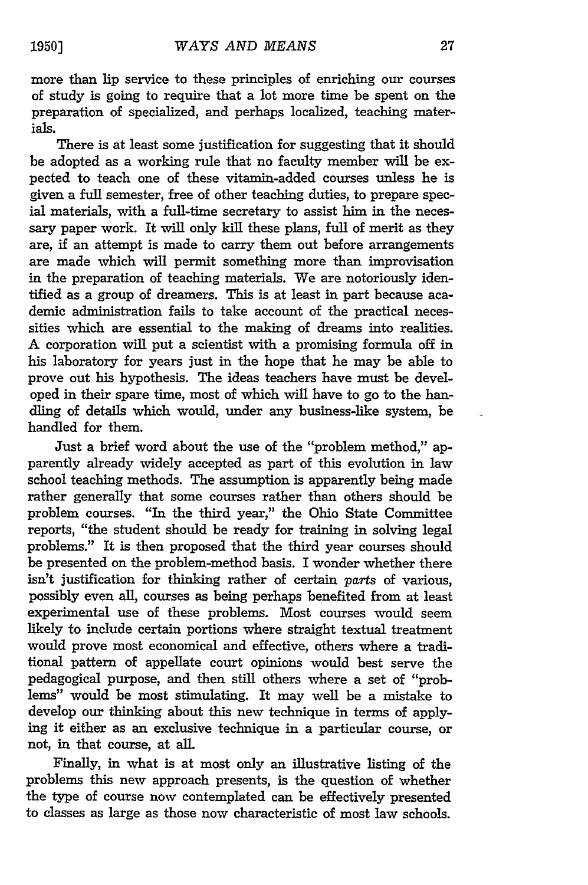more than lip service to these principles of enriching our courses of study is going to require that a lot more time be spent on the preparation of specialized, and perhaps localized, teaching materials.

There is at least some justification for suggesting that it should be adopted as a working rule that no faculty member will be expected to teach one of these vitamin-added courses unless he is given a full semester, free of other teaching duties, to prepare special materials, with a full-time secretary to assist him in the necessary paper work. It will only kill these plans, full of merit as they are, if an attempt is made to carry them out before arrangements are made which will permit something more than improvisation in the preparation of teaching materials. We are notoriously identified as a group of dreamers. This is at least in part because academic administration fails to take account of the practical necessities which are essential to the making of dreams into realities. A corporation will put a scientist with a promising formula off in his laboratory for years just in the hope that he may be able to prove out his hypothesis. The ideas teachers have must be developed in their spare time, most of which will have to go to the handling of details which would, under any business-like system, be handled for them.

Just a brief word about the use of the "problem method," apparently already widely accepted as part of this evolution in law school teaching methods. The assumption is apparently being made rather generally that some courses rather than others should be problem courses. "In the third year," the Ohio State Committee reports, "the student should be ready for training in solving legal problems." It is then proposed that the third year courses should be presented on the problem-method basis. I wonder whether there isn't justification for thinking rather of certain *parts* of various, possibly even all, courses as being perhaps benefited from at least experimental use of these problems. Most courses would seem likely to include certain portions where straight textual treatment would prove most economical and effective, others where a traditional pattern of appellate court opinions would best serve the pedagogical purpose, and then still others where a set of "problems" would be most stimulating. It may well be a mistake to develop our thinking about this new technique in terms of applying it either as an exclusive technique in a particular course, or not, in that course, at all.

Finally, in what is at most only an illustrative listing of the problems this new approach presents, is the question of whether the type of course now contemplated can be effectively presented to classes as large as those now characteristic of most law schools.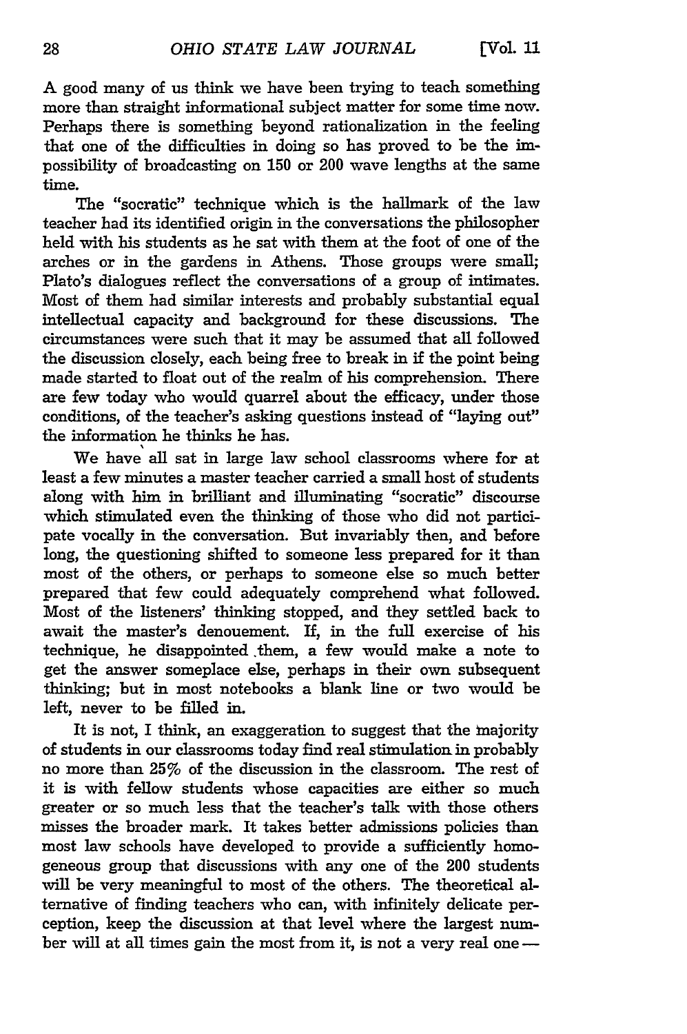A good many of us think we have been trying to teach something more than straight informational subject matter for some time now. Perhaps there is something beyond rationalization in the feeling that one of the difficulties in doing so has proved to be the impossibility of broadcasting on 150 or 200 wave lengths at the same time.

The "socratic" technique which is the hallmark of the law teacher had its identified origin in the conversations the philosopher held with his students as he sat with them at the foot of one of the arches or in the gardens in Athens. Those groups were small; Plato's dialogues reflect the conversations of a group of intimates. Most of them had similar interests and probably substantial equal intellectual capacity and background for these discussions. The circumstances were such that it may be assumed that all followed the discussion closely, each being free to break in if the point being made started to float out of the realm of his comprehension. There are few today who would quarrel about the efficacy, under those conditions, of the teacher's asking questions instead of "laying out" the information he thinks he has.

We have all sat in large law school classrooms where for at least a few minutes a master teacher carried a small host of students along with him in brilliant and illuminating "socratic" discourse which stimulated even the thinking of those who did not participate vocally in the conversation. But invariably then, and before long, the questioning shifted to someone less prepared for it than most of the others, or perhaps to someone else so much better prepared that few could adequately comprehend what followed. Most of the listeners' thinking stopped, and they settled back to await the master's denouement. If, in the full exercise of his technique, he disappointed them, a few would make a note to get the answer someplace else, perhaps in their own subsequent thinking; but in most notebooks a blank line or two would be left, never to be filled in.

It is not, I think, an exaggeration to suggest that the majority of students in our classrooms today find real stimulation in probably no more than 25% of the discussion in the classroom. The rest of it is with fellow students whose capacities are either so much greater or so much less that the teacher's talk with those others misses the broader mark. It takes better admissions policies than most law schools have developed to provide a sufficiently homogeneous group that discussions with any one of the 200 students will be very meaningful to most of the others. The theoretical alternative of finding teachers who can, with infinitely delicate perception, keep the discussion at that level where the largest number will at all times gain the most from it, is not a very real one —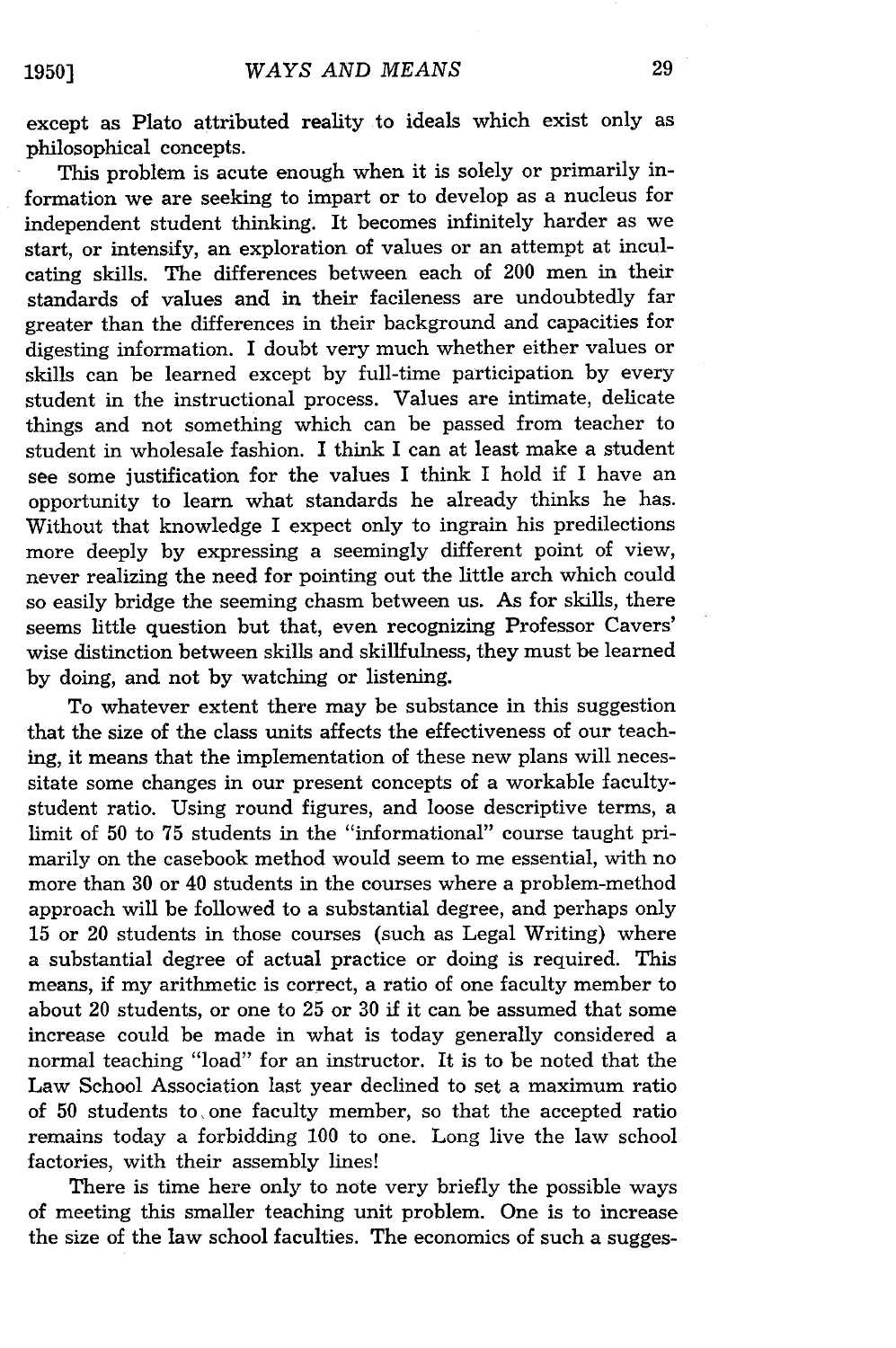except as Plato attributed reality to ideals which exist only as philosophical concepts.

This problem is acute enough when it is solely or primarily information we are seeking to impart or to develop as a nucleus for independent student thinking. It becomes infinitely harder as we start, or intensify, an exploration of values or an attempt at inculcating skills. The differences between each of 200 men in their standards of values and in their facileness are undoubtedly far greater than the differences in their background and capacities for digesting information. I doubt very much whether either values or skills can be learned except by full-time participation by every student in the instructional process. Values are intimate, delicate things and not something which can be passed from teacher to student in wholesale fashion. I think I can at least make a student see some justification for the values I think I hold if I have an opportunity to learn what standards he already thinks he has. Without that knowledge I expect only to ingrain his predilections more deeply by expressing a seemingly different point of view, never realizing the need for pointing out the little arch which could so easily bridge the seeming chasm between us. As for skills, there seems little question but that, even recognizing Professor Cavers' wise distinction between skills and skillfulness, they must be learned by doing, and not by watching or listening.

To whatever extent there may be substance in this suggestion that the size of the class units affects the effectiveness of our teaching, it means that the implementation of these new plans will necessitate some changes in our present concepts of a workable faculty-student ratio. Using round figures, and loose descriptive terms, a limit of 50 to 75 students in the "informational" course taught primarily on the casebook method would seem to me essential, with no more than 30 or 40 students in the courses where a problem-method approach will be followed to a substantial degree, and perhaps only 15 or 20 students in those courses (such as Legal Writing) where a substantial degree of actual practice or doing is required. This means, if my arithmetic is correct, a ratio of one faculty member to about 20 students, or one to 25 or 30 if it can be assumed that some increase could be made in what is today generally considered a normal teaching "load" for an instructor. It is to be noted that the Law School Association last year declined to set a maximum ratio of 50 students to one faculty member, so that the accepted ratio remains today a forbidding 100 to one. Long live the law school factories, with their assembly lines!

There is time here only to note very briefly the possible ways of meeting this smaller teaching unit problem. One is to increase the size of the law school faculties. The economics of such a sugges-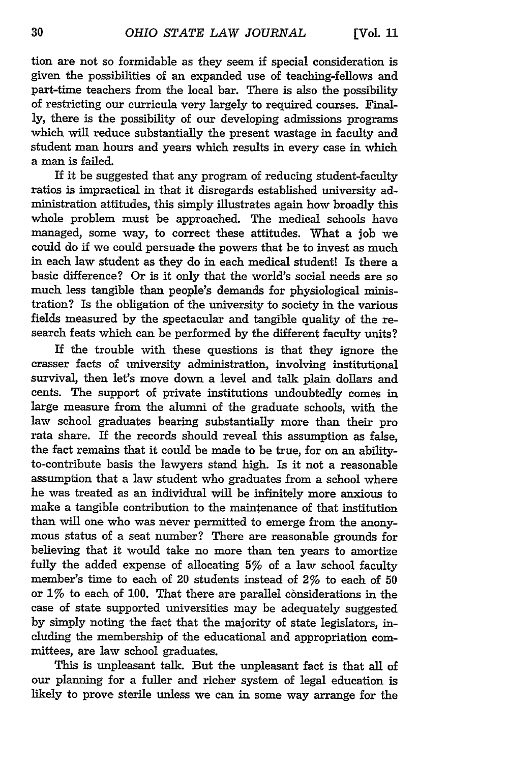tion are not so formidable as they seem if special consideration is given the possibilities of an expanded use of teaching-fellows and part-time teachers from the local bar. There is also the possibility of restricting our curricula very largely to required courses. Finally, there is the possibility of our developing admissions programs which will reduce substantially the present wastage in faculty and student man hours and years which results in every case in which a man is failed.

If it be suggested that any program of reducing student-faculty ratios is impractical in that it disregards established university administration attitudes, this simply illustrates again how broadly this whole problem must be approached. The medical schools have managed, some way, to correct these attitudes. What a job we could do if we could persuade the powers that be to invest as much in each law student as they do in each medical student! Is there a basic difference? Or is it only that the world's social needs are so much less tangible than people's demands for physiological ministration? Is the obligation of the university to society in the various fields measured by the spectacular and tangible quality of the research feats which can be performed by the different faculty units?

If the trouble with these questions is that they ignore the crasser facts of university administration, involving institutional survival, then let's move down a level and talk plain dollars and cents. The support of private institutions undoubtedly comes in large measure from the alumni of the graduate schools, with the law school graduates bearing substantially more than their pro rata share. If the records should reveal this assumption as false, the fact remains that it could be made to be true, for on an ability-to-contribute basis the lawyers stand high. Is it not a reasonable assumption that a law student who graduates from a school where he was treated as an individual will be infinitely more anxious to make a tangible contribution to the maintenance of that institution than will one who was never permitted to emerge from the anonymous status of a seat number? There are reasonable grounds for believing that it would take no more than ten years to amortize fully the added expense of allocating 5% of a law school faculty member's time to each of 20 students instead of 2% to each of 50 or 1% to each of 100. That there are parallel considerations in the case of state supported universities may be adequately suggested by simply noting the fact that the majority of state legislators, including the membership of the educational and appropriation committees, are law school graduates.

This is unpleasant talk. But the unpleasant fact is that all of our planning for a fuller and richer system of legal education is likely to prove sterile unless we can in some way arrange for the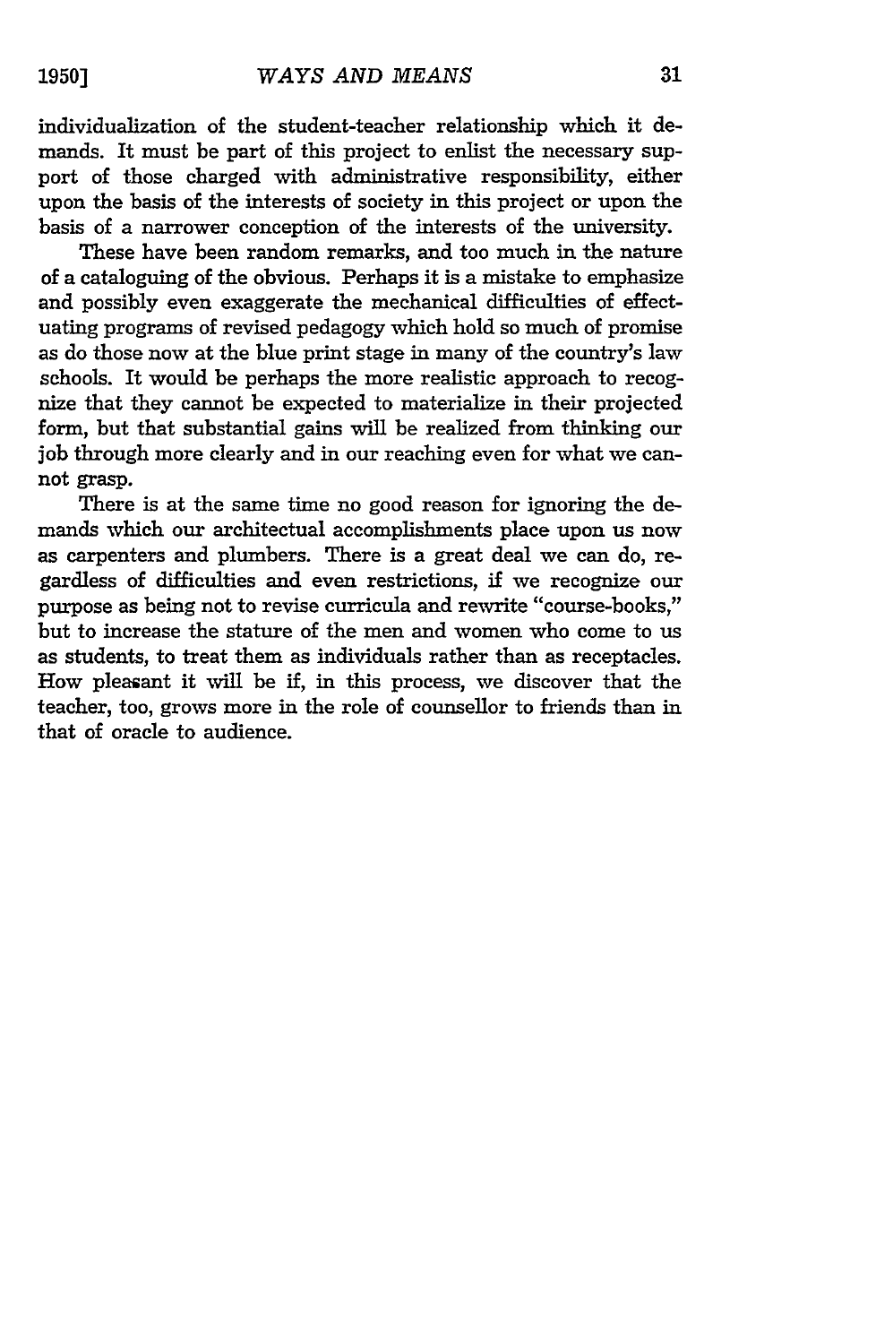individualization of the student-teacher relationship which it demands. It must be part of this project to enlist the necessary support of those charged with administrative responsibility, either upon the basis of the interests of society in this project or upon the basis of a narrower conception of the interests of the university.

These have been random remarks, and too much in the nature of a cataloguing of the obvious. Perhaps it is a mistake to emphasize and possibly even exaggerate the mechanical difficulties of effectuating programs of revised pedagogy which hold so much of promise as do those now at the blue print stage in many of the country's law schools. It would be perhaps the more realistic approach to recognize that they cannot be expected to materialize in their projected form, but that substantial gains will be realized from thinking our job through more clearly and in our reaching even for what we cannot grasp.

There is at the same time no good reason for ignoring the demands which our architectual accomplishments place upon us now as carpenters and plumbers. There is a great deal we can do, regardless of difficulties and even restrictions, if we recognize our purpose as being not to revise curricula and rewrite "course-books," but to increase the stature of the men and women who come to us as students, to treat them as individuals rather than as receptacles. How pleasant it will be if, in this process, we discover that the teacher, too, grows more in the role of counsellor to friends than in that of oracle to audience.